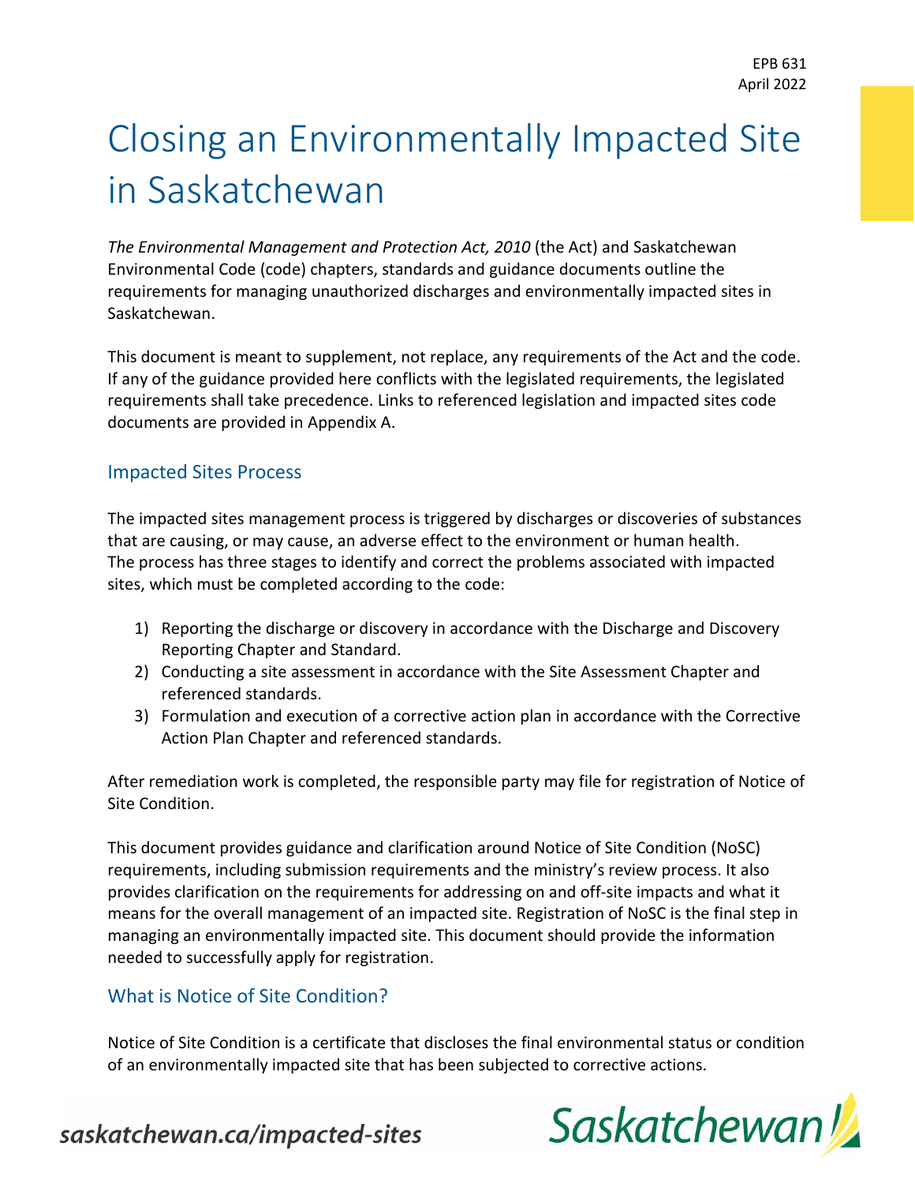EPB 631
April 2022

# Closing an Environmentally Impacted Site in Saskatchewan

*The Environmental Management and Protection Act, 2010* (the Act) and Saskatchewan Environmental Code (code) chapters, standards and guidance documents outline the requirements for managing unauthorized discharges and environmentally impacted sites in Saskatchewan.

This document is meant to supplement, not replace, any requirements of the Act and the code. If any of the guidance provided here conflicts with the legislated requirements, the legislated requirements shall take precedence. Links to referenced legislation and impacted sites code documents are provided in Appendix A.

## Impacted Sites Process

The impacted sites management process is triggered by discharges or discoveries of substances that are causing, or may cause, an adverse effect to the environment or human health. The process has three stages to identify and correct the problems associated with impacted sites, which must be completed according to the code:

1) Reporting the discharge or discovery in accordance with the Discharge and Discovery Reporting Chapter and Standard.
2) Conducting a site assessment in accordance with the Site Assessment Chapter and referenced standards.
3) Formulation and execution of a corrective action plan in accordance with the Corrective Action Plan Chapter and referenced standards.

After remediation work is completed, the responsible party may file for registration of Notice of Site Condition.

This document provides guidance and clarification around Notice of Site Condition (NoSC) requirements, including submission requirements and the ministry's review process. It also provides clarification on the requirements for addressing on and off-site impacts and what it means for the overall management of an impacted site. Registration of NoSC is the final step in managing an environmentally impacted site. This document should provide the information needed to successfully apply for registration.

## What is Notice of Site Condition?

Notice of Site Condition is a certificate that discloses the final environmental status or condition of an environmentally impacted site that has been subjected to corrective actions.

*saskatchewan.ca/impacted-sites*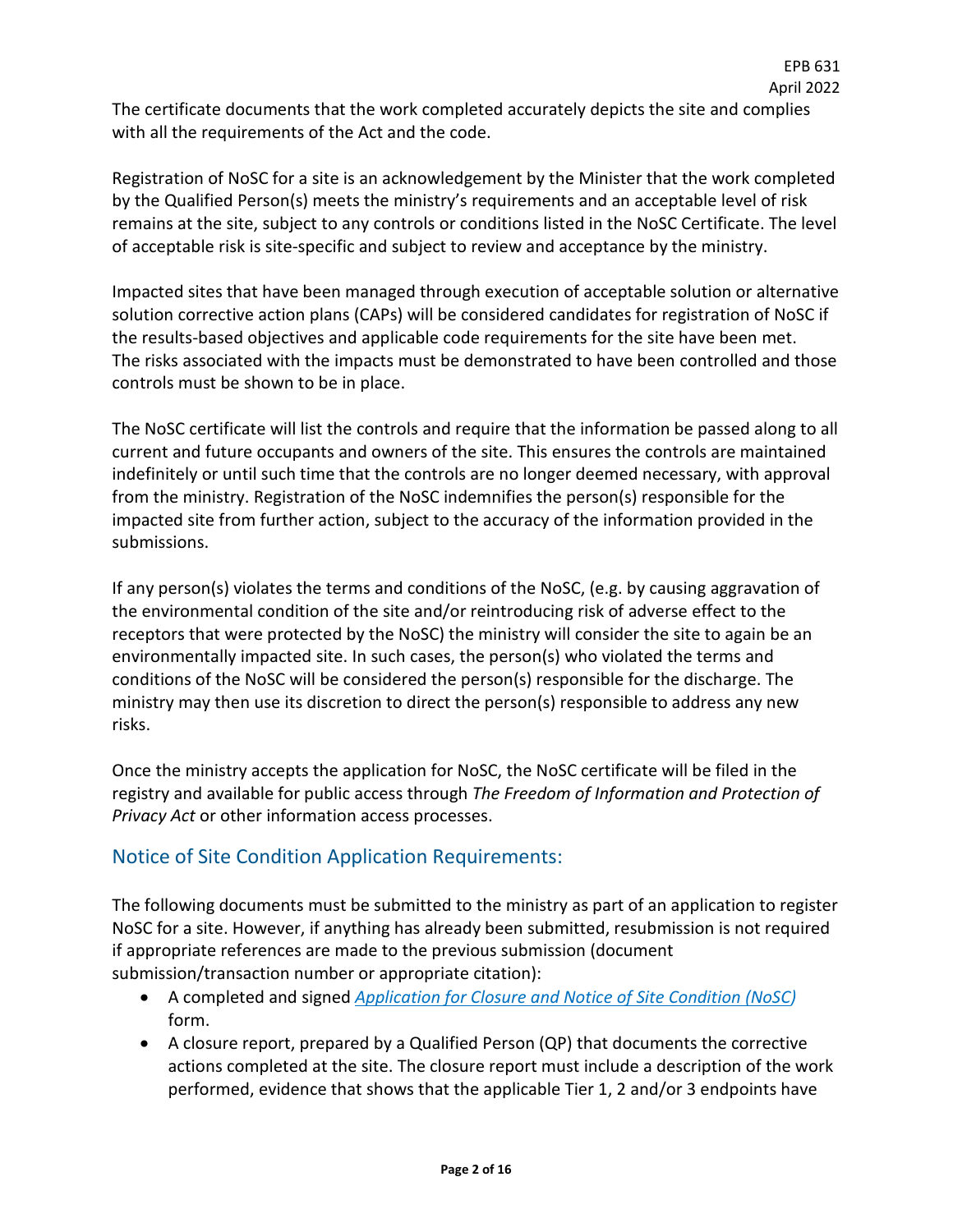The certificate documents that the work completed accurately depicts the site and complies with all the requirements of the Act and the code.

Registration of NoSC for a site is an acknowledgement by the Minister that the work completed by the Qualified Person(s) meets the ministry's requirements and an acceptable level of risk remains at the site, subject to any controls or conditions listed in the NoSC Certificate. The level of acceptable risk is site-specific and subject to review and acceptance by the ministry.

Impacted sites that have been managed through execution of acceptable solution or alternative solution corrective action plans (CAPs) will be considered candidates for registration of NoSC if the results-based objectives and applicable code requirements for the site have been met. The risks associated with the impacts must be demonstrated to have been controlled and those controls must be shown to be in place.

The NoSC certificate will list the controls and require that the information be passed along to all current and future occupants and owners of the site. This ensures the controls are maintained indefinitely or until such time that the controls are no longer deemed necessary, with approval from the ministry. Registration of the NoSC indemnifies the person(s) responsible for the impacted site from further action, subject to the accuracy of the information provided in the submissions.

If any person(s) violates the terms and conditions of the NoSC, (e.g. by causing aggravation of the environmental condition of the site and/or reintroducing risk of adverse effect to the receptors that were protected by the NoSC) the ministry will consider the site to again be an environmentally impacted site. In such cases, the person(s) who violated the terms and conditions of the NoSC will be considered the person(s) responsible for the discharge. The ministry may then use its discretion to direct the person(s) responsible to address any new risks.

Once the ministry accepts the application for NoSC, the NoSC certificate will be filed in the registry and available for public access through *The Freedom of Information and Protection of Privacy Act* or other information access processes.

## Notice of Site Condition Application Requirements:

The following documents must be submitted to the ministry as part of an application to register NoSC for a site. However, if anything has already been submitted, resubmission is not required if appropriate references are made to the previous submission (document submission/transaction number or appropriate citation):

- A completed and signed *Application for Closure and Notice of Site Condition (NoSC)* form.
- A closure report, prepared by a Qualified Person (QP) that documents the corrective actions completed at the site. The closure report must include a description of the work performed, evidence that shows that the applicable Tier 1, 2 and/or 3 endpoints have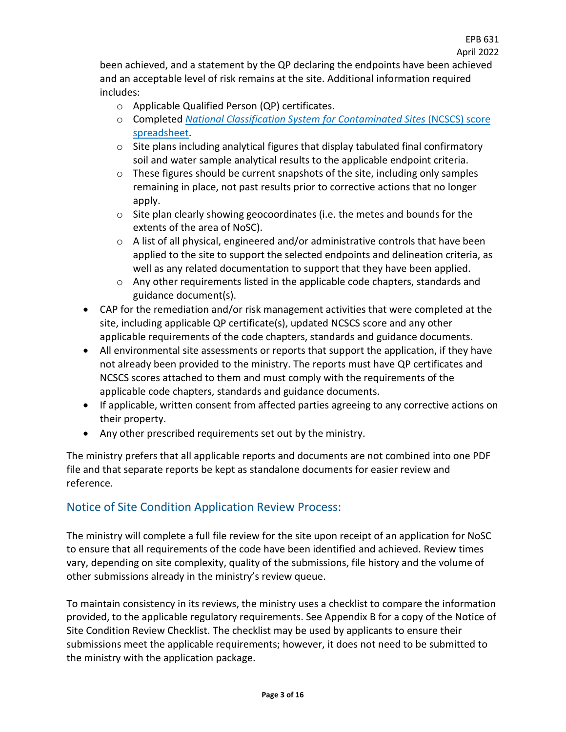been achieved, and a statement by the QP declaring the endpoints have been achieved and an acceptable level of risk remains at the site. Additional information required includes:
  - Applicable Qualified Person (QP) certificates.
  - Completed [*National Classification System for Contaminated Sites* (NCSCS) score spreadsheet]().
  - Site plans including analytical figures that display tabulated final confirmatory soil and water sample analytical results to the applicable endpoint criteria.
  - These figures should be current snapshots of the site, including only samples remaining in place, not past results prior to corrective actions that no longer apply.
  - Site plan clearly showing geocoordinates (i.e. the metes and bounds for the extents of the area of NoSC).
  - A list of all physical, engineered and/or administrative controls that have been applied to the site to support the selected endpoints and delineation criteria, as well as any related documentation to support that they have been applied.
  - Any other requirements listed in the applicable code chapters, standards and guidance document(s).
- CAP for the remediation and/or risk management activities that were completed at the site, including applicable QP certificate(s), updated NCSCS score and any other applicable requirements of the code chapters, standards and guidance documents.
- All environmental site assessments or reports that support the application, if they have not already been provided to the ministry. The reports must have QP certificates and NCSCS scores attached to them and must comply with the requirements of the applicable code chapters, standards and guidance documents.
- If applicable, written consent from affected parties agreeing to any corrective actions on their property.
- Any other prescribed requirements set out by the ministry.

The ministry prefers that all applicable reports and documents are not combined into one PDF file and that separate reports be kept as standalone documents for easier review and reference.

## Notice of Site Condition Application Review Process:

The ministry will complete a full file review for the site upon receipt of an application for NoSC to ensure that all requirements of the code have been identified and achieved. Review times vary, depending on site complexity, quality of the submissions, file history and the volume of other submissions already in the ministry's review queue.

To maintain consistency in its reviews, the ministry uses a checklist to compare the information provided, to the applicable regulatory requirements. See Appendix B for a copy of the Notice of Site Condition Review Checklist. The checklist may be used by applicants to ensure their submissions meet the applicable requirements; however, it does not need to be submitted to the ministry with the application package.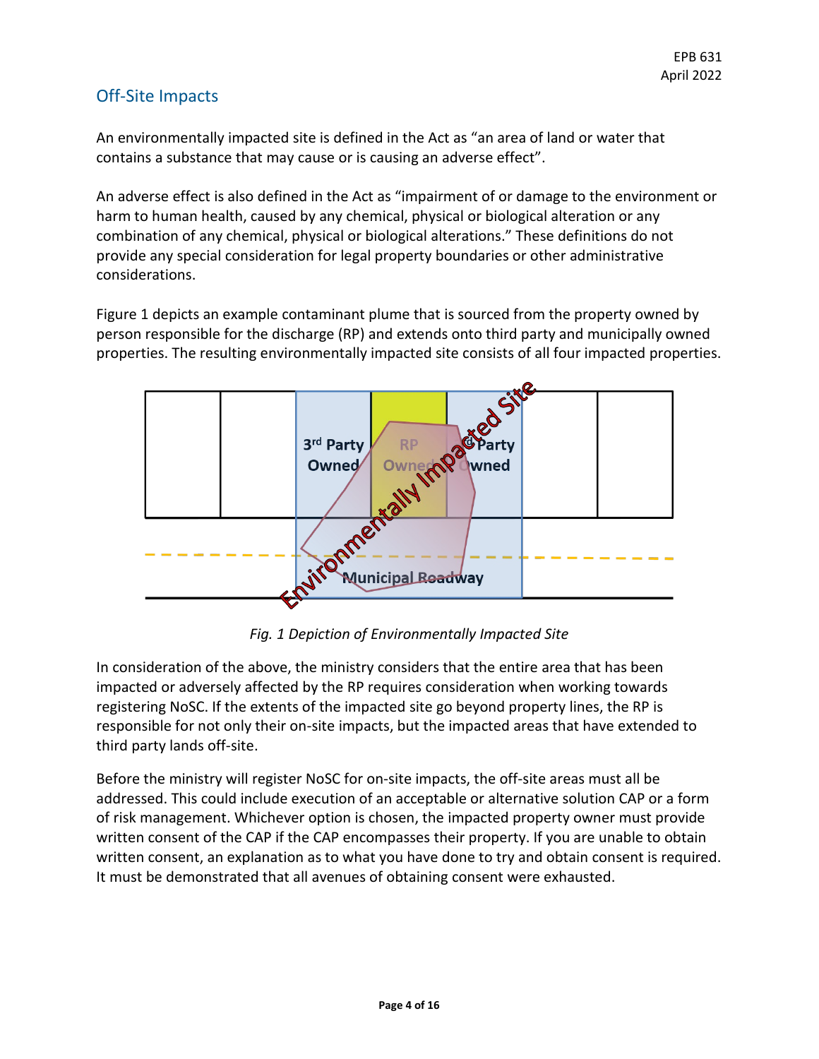## Off-Site Impacts

An environmentally impacted site is defined in the Act as "an area of land or water that contains a substance that may cause or is causing an adverse effect".

An adverse effect is also defined in the Act as "impairment of or damage to the environment or harm to human health, caused by any chemical, physical or biological alteration or any combination of any chemical, physical or biological alterations." These definitions do not provide any special consideration for legal property boundaries or other administrative considerations.

Figure 1 depicts an example contaminant plume that is sourced from the property owned by person responsible for the discharge (RP) and extends onto third party and municipally owned properties. The resulting environmentally impacted site consists of all four impacted properties.

*Fig. 1 Depiction of Environmentally Impacted Site*

In consideration of the above, the ministry considers that the entire area that has been impacted or adversely affected by the RP requires consideration when working towards registering NoSC. If the extents of the impacted site go beyond property lines, the RP is responsible for not only their on-site impacts, but the impacted areas that have extended to third party lands off-site.

Before the ministry will register NoSC for on-site impacts, the off-site areas must all be addressed. This could include execution of an acceptable or alternative solution CAP or a form of risk management. Whichever option is chosen, the impacted property owner must provide written consent of the CAP if the CAP encompasses their property. If you are unable to obtain written consent, an explanation as to what you have done to try and obtain consent is required. It must be demonstrated that all avenues of obtaining consent were exhausted.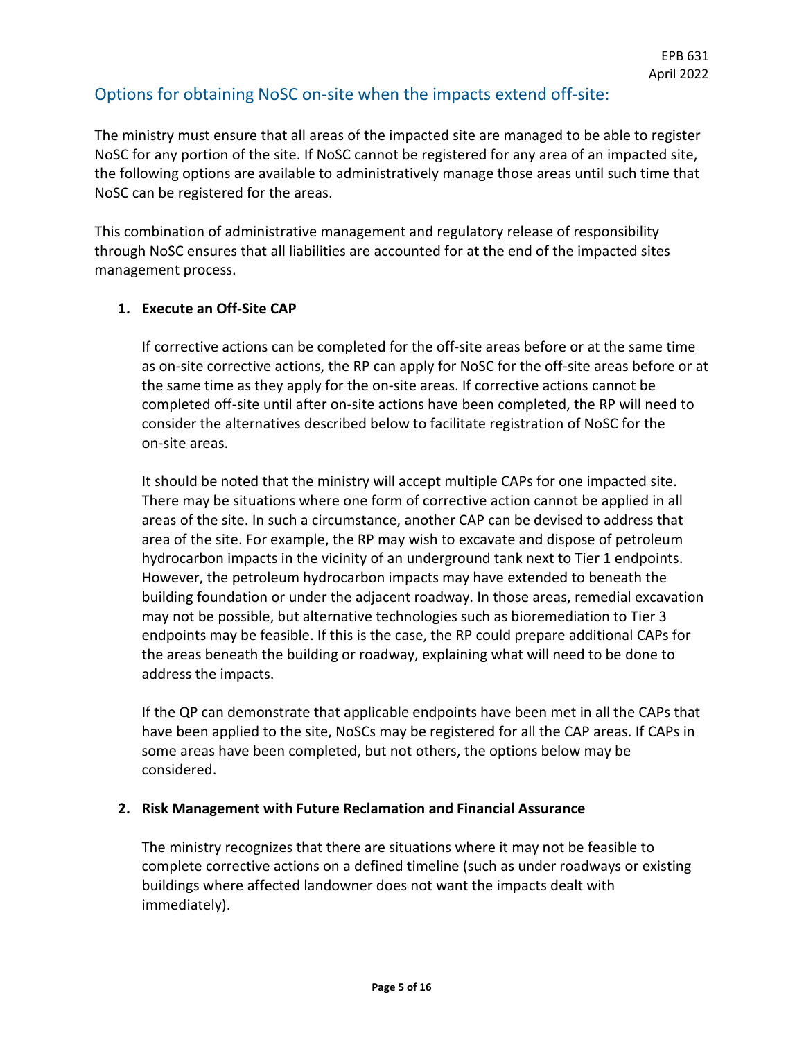## Options for obtaining NoSC on-site when the impacts extend off-site:

The ministry must ensure that all areas of the impacted site are managed to be able to register NoSC for any portion of the site. If NoSC cannot be registered for any area of an impacted site, the following options are available to administratively manage those areas until such time that NoSC can be registered for the areas.

This combination of administrative management and regulatory release of responsibility through NoSC ensures that all liabilities are accounted for at the end of the impacted sites management process.

1. **Execute an Off-Site CAP**

   If corrective actions can be completed for the off-site areas before or at the same time as on-site corrective actions, the RP can apply for NoSC for the off-site areas before or at the same time as they apply for the on-site areas. If corrective actions cannot be completed off-site until after on-site actions have been completed, the RP will need to consider the alternatives described below to facilitate registration of NoSC for the on-site areas.

   It should be noted that the ministry will accept multiple CAPs for one impacted site. There may be situations where one form of corrective action cannot be applied in all areas of the site. In such a circumstance, another CAP can be devised to address that area of the site. For example, the RP may wish to excavate and dispose of petroleum hydrocarbon impacts in the vicinity of an underground tank next to Tier 1 endpoints. However, the petroleum hydrocarbon impacts may have extended to beneath the building foundation or under the adjacent roadway. In those areas, remedial excavation may not be possible, but alternative technologies such as bioremediation to Tier 3 endpoints may be feasible. If this is the case, the RP could prepare additional CAPs for the areas beneath the building or roadway, explaining what will need to be done to address the impacts.

   If the QP can demonstrate that applicable endpoints have been met in all the CAPs that have been applied to the site, NoSCs may be registered for all the CAP areas. If CAPs in some areas have been completed, but not others, the options below may be considered.

2. **Risk Management with Future Reclamation and Financial Assurance**

   The ministry recognizes that there are situations where it may not be feasible to complete corrective actions on a defined timeline (such as under roadways or existing buildings where affected landowner does not want the impacts dealt with immediately).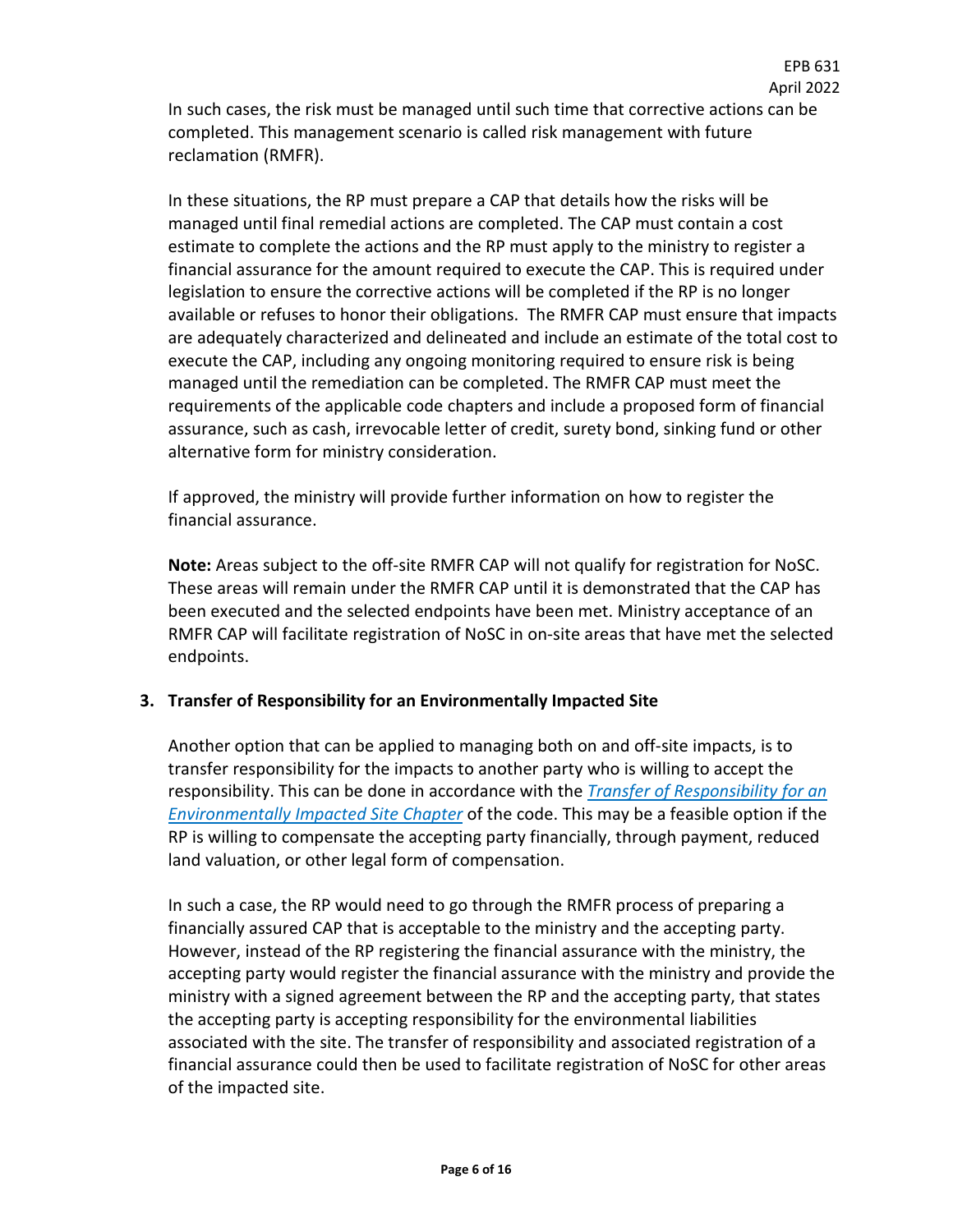In such cases, the risk must be managed until such time that corrective actions can be completed. This management scenario is called risk management with future reclamation (RMFR).

In these situations, the RP must prepare a CAP that details how the risks will be managed until final remedial actions are completed. The CAP must contain a cost estimate to complete the actions and the RP must apply to the ministry to register a financial assurance for the amount required to execute the CAP. This is required under legislation to ensure the corrective actions will be completed if the RP is no longer available or refuses to honor their obligations. The RMFR CAP must ensure that impacts are adequately characterized and delineated and include an estimate of the total cost to execute the CAP, including any ongoing monitoring required to ensure risk is being managed until the remediation can be completed. The RMFR CAP must meet the requirements of the applicable code chapters and include a proposed form of financial assurance, such as cash, irrevocable letter of credit, surety bond, sinking fund or other alternative form for ministry consideration.

If approved, the ministry will provide further information on how to register the financial assurance.

**Note:** Areas subject to the off-site RMFR CAP will not qualify for registration for NoSC. These areas will remain under the RMFR CAP until it is demonstrated that the CAP has been executed and the selected endpoints have been met. Ministry acceptance of an RMFR CAP will facilitate registration of NoSC in on-site areas that have met the selected endpoints.

### 3. Transfer of Responsibility for an Environmentally Impacted Site

Another option that can be applied to managing both on and off-site impacts, is to transfer responsibility for the impacts to another party who is willing to accept the responsibility. This can be done in accordance with the *Transfer of Responsibility for an Environmentally Impacted Site Chapter* of the code. This may be a feasible option if the RP is willing to compensate the accepting party financially, through payment, reduced land valuation, or other legal form of compensation.

In such a case, the RP would need to go through the RMFR process of preparing a financially assured CAP that is acceptable to the ministry and the accepting party. However, instead of the RP registering the financial assurance with the ministry, the accepting party would register the financial assurance with the ministry and provide the ministry with a signed agreement between the RP and the accepting party, that states the accepting party is accepting responsibility for the environmental liabilities associated with the site. The transfer of responsibility and associated registration of a financial assurance could then be used to facilitate registration of NoSC for other areas of the impacted site.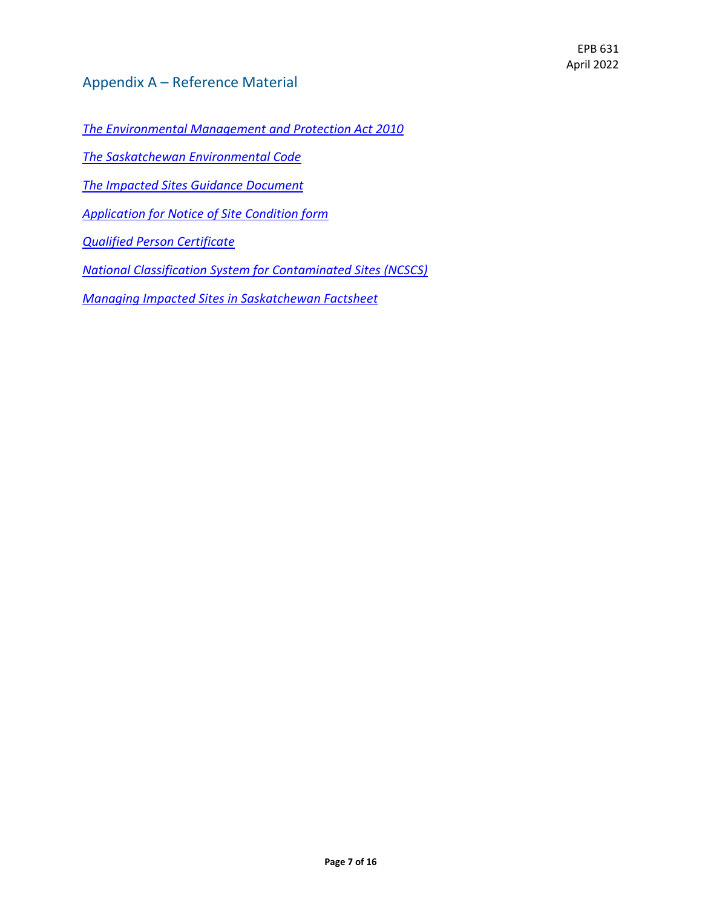## Appendix A – Reference Material

*The Environmental Management and Protection Act 2010*

*The Saskatchewan Environmental Code*

*The Impacted Sites Guidance Document*

*Application for Notice of Site Condition form*

*Qualified Person Certificate*

*National Classification System for Contaminated Sites (NCSCS)*

*Managing Impacted Sites in Saskatchewan Factsheet*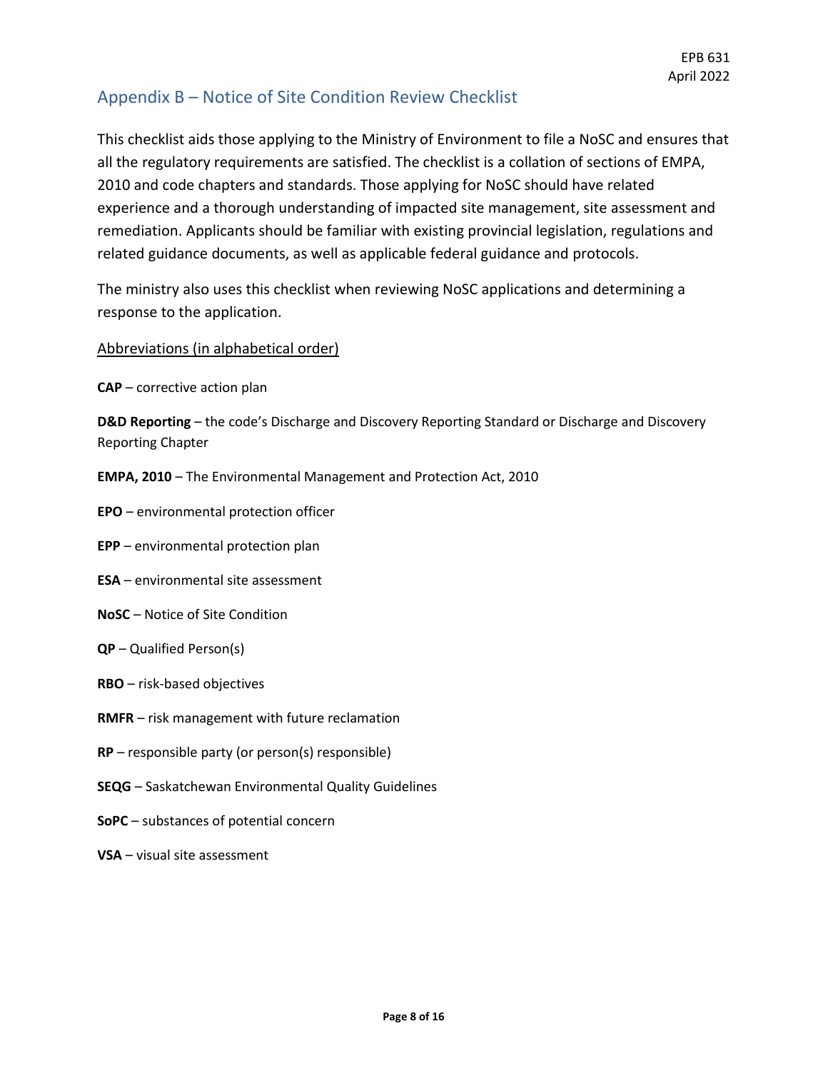## Appendix B – Notice of Site Condition Review Checklist

This checklist aids those applying to the Ministry of Environment to file a NoSC and ensures that all the regulatory requirements are satisfied. The checklist is a collation of sections of EMPA, 2010 and code chapters and standards. Those applying for NoSC should have related experience and a thorough understanding of impacted site management, site assessment and remediation. Applicants should be familiar with existing provincial legislation, regulations and related guidance documents, as well as applicable federal guidance and protocols.

The ministry also uses this checklist when reviewing NoSC applications and determining a response to the application.

<u>Abbreviations (in alphabetical order)</u>

**CAP** – corrective action plan

**D&D Reporting** – the code's Discharge and Discovery Reporting Standard or Discharge and Discovery Reporting Chapter

**EMPA, 2010** – The Environmental Management and Protection Act, 2010

**EPO** – environmental protection officer

**EPP** – environmental protection plan

**ESA** – environmental site assessment

**NoSC** – Notice of Site Condition

**QP** – Qualified Person(s)

**RBO** – risk-based objectives

**RMFR** – risk management with future reclamation

**RP** – responsible party (or person(s) responsible)

**SEQG** – Saskatchewan Environmental Quality Guidelines

**SoPC** – substances of potential concern

**VSA** – visual site assessment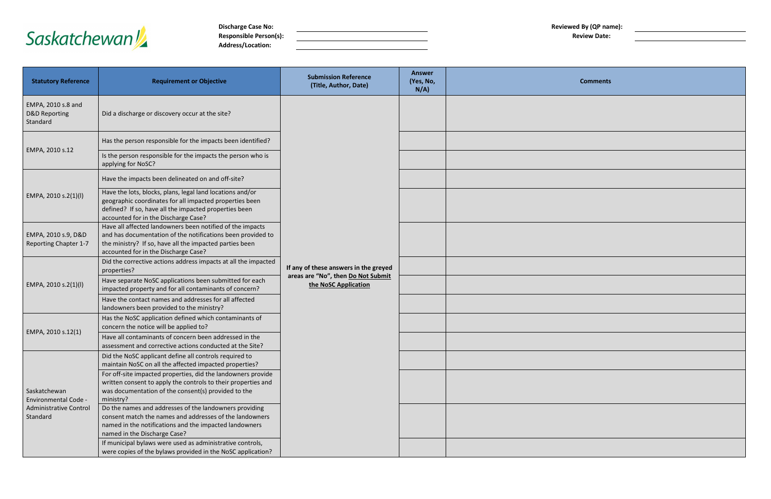Saskatchewan

**Discharge Case No:** ____________________

**Responsible Person(s):** ____________________

**Address/Location:** ____________________

**Reviewed By (QP name):** ____________________

**Review Date:** ____________________

| Statutory Reference | Requirement or Objective | Submission Reference (Title, Author, Date) | Answer (Yes, No, N/A) | Comments |
|---|---|---|---|---|
| EMPA, 2010 s.8 and D&D Reporting Standard | Did a discharge or discovery occur at the site? | **If any of these answers in the greyed areas are "No", then Do Not Submit the NoSC Application** | | |
| EMPA, 2010 s.12 | Has the person responsible for the impacts been identified? | | | |
| | Is the person responsible for the impacts the person who is applying for NoSC? | | | |
| EMPA, 2010 s.2(1)(l) | Have the impacts been delineated on and off-site? | | | |
| | Have the lots, blocks, plans, legal land locations and/or geographic coordinates for all impacted properties been defined? If so, have all the impacted properties been accounted for in the Discharge Case? | | | |
| EMPA, 2010 s.9, D&D Reporting Chapter 1-7 | Have all affected landowners been notified of the impacts and has documentation of the notifications been provided to the ministry? If so, have all the impacted parties been accounted for in the Discharge Case? | | | |
| EMPA, 2010 s.2(1)(l) | Did the corrective actions address impacts at all the impacted properties? | | | |
| | Have separate NoSC applications been submitted for each impacted property and for all contaminants of concern? | | | |
| | Have the contact names and addresses for all affected landowners been provided to the ministry? | | | |
| EMPA, 2010 s.12(1) | Has the NoSC application defined which contaminants of concern the notice will be applied to? | | | |
| | Have all contaminants of concern been addressed in the assessment and corrective actions conducted at the Site? | | | |
| Saskatchewan Environmental Code - Administrative Control Standard | Did the NoSC applicant define all controls required to maintain NoSC on all the affected impacted properties? | | | |
| | For off-site impacted properties, did the landowners provide written consent to apply the controls to their properties and was documentation of the consent(s) provided to the ministry? | | | |
| | Do the names and addresses of the landowners providing consent match the names and addresses of the landowners named in the notifications and the impacted landowners named in the Discharge Case? | | | |
| | If municipal bylaws were used as administrative controls, were copies of the bylaws provided in the NoSC application? | | | |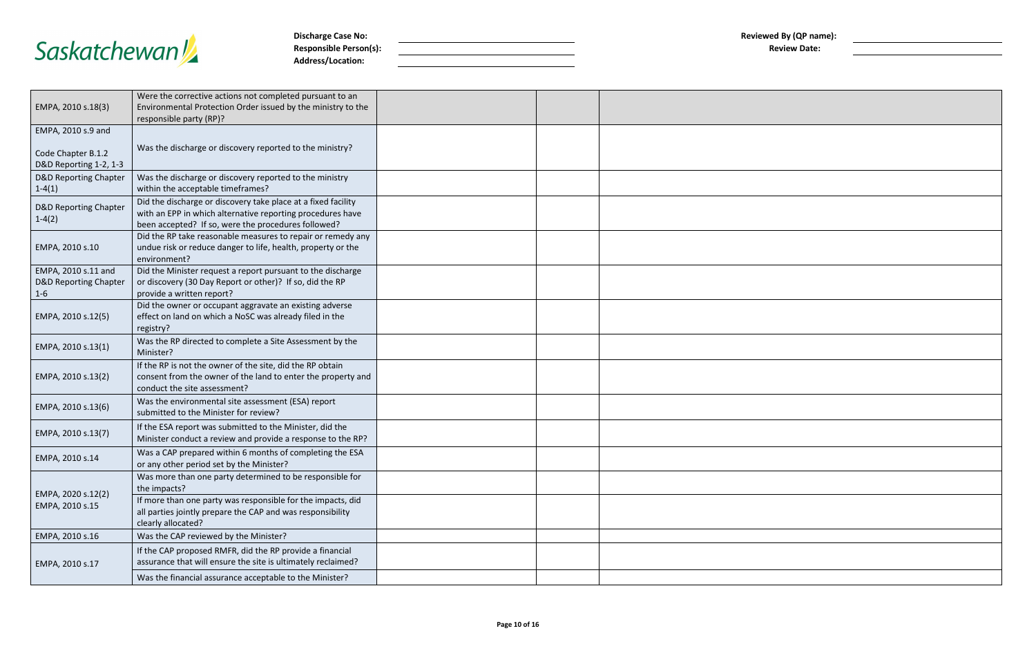**Discharge Case No:**
**Responsible Person(s):**
**Address/Location:**

**Reviewed By (QP name):**
**Review Date:**

| | | | | |
|---|---|---|---|---|
| EMPA, 2010 s.18(3) | Were the corrective actions not completed pursuant to an Environmental Protection Order issued by the ministry to the responsible party (RP)? | | | |
| EMPA, 2010 s.9 and Code Chapter B.1.2 D&D Reporting 1-2, 1-3 | Was the discharge or discovery reported to the ministry? | | | |
| D&D Reporting Chapter 1-4(1) | Was the discharge or discovery reported to the ministry within the acceptable timeframes? | | | |
| D&D Reporting Chapter 1-4(2) | Did the discharge or discovery take place at a fixed facility with an EPP in which alternative reporting procedures have been accepted? If so, were the procedures followed? | | | |
| EMPA, 2010 s.10 | Did the RP take reasonable measures to repair or remedy any undue risk or reduce danger to life, health, property or the environment? | | | |
| EMPA, 2010 s.11 and D&D Reporting Chapter 1-6 | Did the Minister request a report pursuant to the discharge or discovery (30 Day Report or other)? If so, did the RP provide a written report? | | | |
| EMPA, 2010 s.12(5) | Did the owner or occupant aggravate an existing adverse effect on land on which a NoSC was already filed in the registry? | | | |
| EMPA, 2010 s.13(1) | Was the RP directed to complete a Site Assessment by the Minister? | | | |
| EMPA, 2010 s.13(2) | If the RP is not the owner of the site, did the RP obtain consent from the owner of the land to enter the property and conduct the site assessment? | | | |
| EMPA, 2010 s.13(6) | Was the environmental site assessment (ESA) report submitted to the Minister for review? | | | |
| EMPA, 2010 s.13(7) | If the ESA report was submitted to the Minister, did the Minister conduct a review and provide a response to the RP? | | | |
| EMPA, 2010 s.14 | Was a CAP prepared within 6 months of completing the ESA or any other period set by the Minister? | | | |
| EMPA, 2020 s.12(2) EMPA, 2010 s.15 | Was more than one party determined to be responsible for the impacts? | | | |
| | If more than one party was responsible for the impacts, did all parties jointly prepare the CAP and was responsibility clearly allocated? | | | |
| EMPA, 2010 s.16 | Was the CAP reviewed by the Minister? | | | |
| EMPA, 2010 s.17 | If the CAP proposed RMFR, did the RP provide a financial assurance that will ensure the site is ultimately reclaimed? | | | |
| | Was the financial assurance acceptable to the Minister? | | | |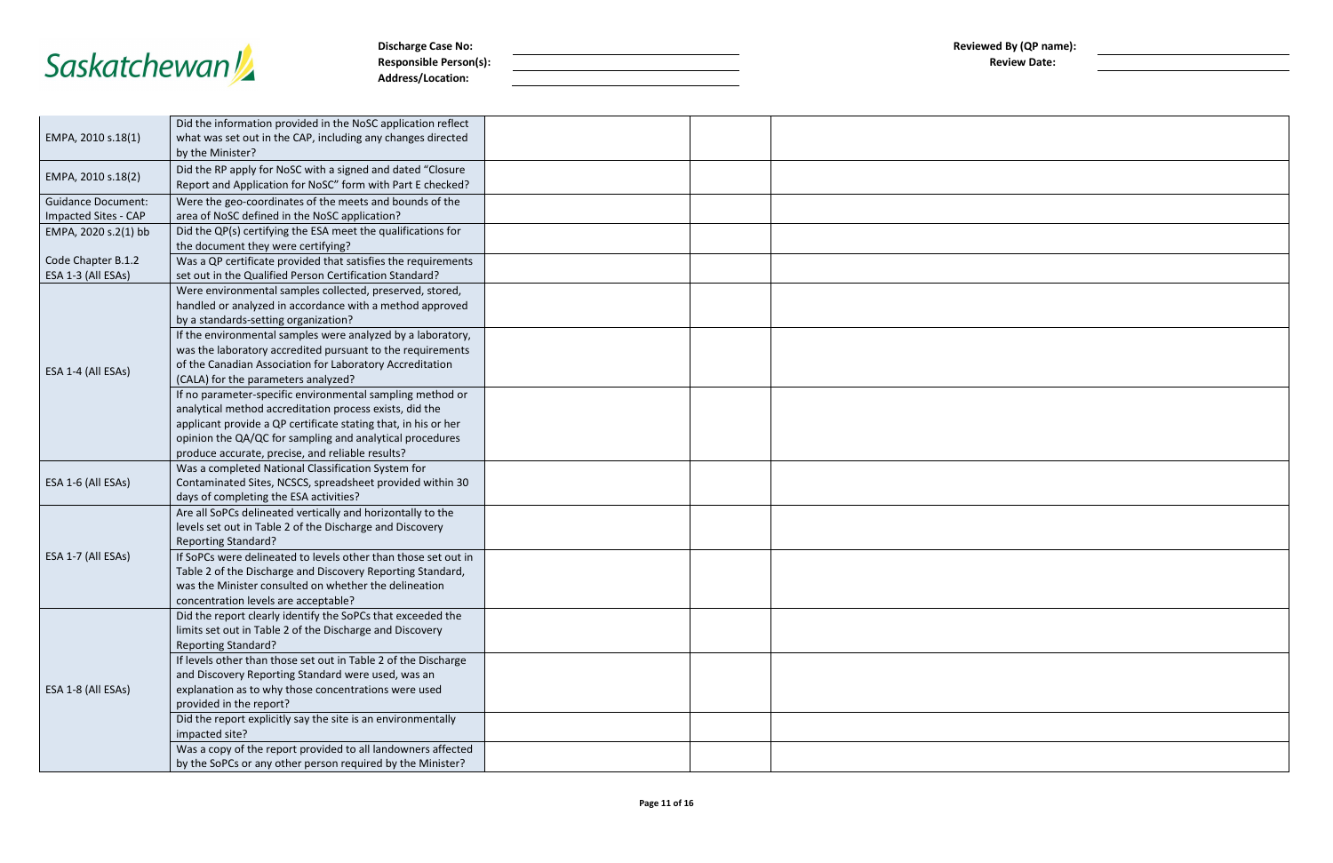Discharge Case No:
Responsible Person(s):
Address/Location:

Reviewed By (QP name):
Review Date:

| | | | | |
|---|---|---|---|---|
| EMPA, 2010 s.18(1) | Did the information provided in the NoSC application reflect what was set out in the CAP, including any changes directed by the Minister? | | | |
| EMPA, 2010 s.18(2) | Did the RP apply for NoSC with a signed and dated "Closure Report and Application for NoSC" form with Part E checked? | | | |
| Guidance Document: Impacted Sites - CAP | Were the geo-coordinates of the meets and bounds of the area of NoSC defined in the NoSC application? | | | |
| EMPA, 2020 s.2(1) bb | Did the QP(s) certifying the ESA meet the qualifications for the document they were certifying? | | | |
| Code Chapter B.1.2 ESA 1-3 (All ESAs) | Was a QP certificate provided that satisfies the requirements set out in the Qualified Person Certification Standard? | | | |
| ESA 1-4 (All ESAs) | Were environmental samples collected, preserved, stored, handled or analyzed in accordance with a method approved by a standards-setting organization? | | | |
| | If the environmental samples were analyzed by a laboratory, was the laboratory accredited pursuant to the requirements of the Canadian Association for Laboratory Accreditation (CALA) for the parameters analyzed? | | | |
| | If no parameter-specific environmental sampling method or analytical method accreditation process exists, did the applicant provide a QP certificate stating that, in his or her opinion the QA/QC for sampling and analytical procedures produce accurate, precise, and reliable results? | | | |
| ESA 1-6 (All ESAs) | Was a completed National Classification System for Contaminated Sites, NCSCS, spreadsheet provided within 30 days of completing the ESA activities? | | | |
| ESA 1-7 (All ESAs) | Are all SoPCs delineated vertically and horizontally to the levels set out in Table 2 of the Discharge and Discovery Reporting Standard? | | | |
| | If SoPCs were delineated to levels other than those set out in Table 2 of the Discharge and Discovery Reporting Standard, was the Minister consulted on whether the delineation concentration levels are acceptable? | | | |
| ESA 1-8 (All ESAs) | Did the report clearly identify the SoPCs that exceeded the limits set out in Table 2 of the Discharge and Discovery Reporting Standard? | | | |
| | If levels other than those set out in Table 2 of the Discharge and Discovery Reporting Standard were used, was an explanation as to why those concentrations were used provided in the report? | | | |
| | Did the report explicitly say the site is an environmentally impacted site? | | | |
| | Was a copy of the report provided to all landowners affected by the SoPCs or any other person required by the Minister? | | | |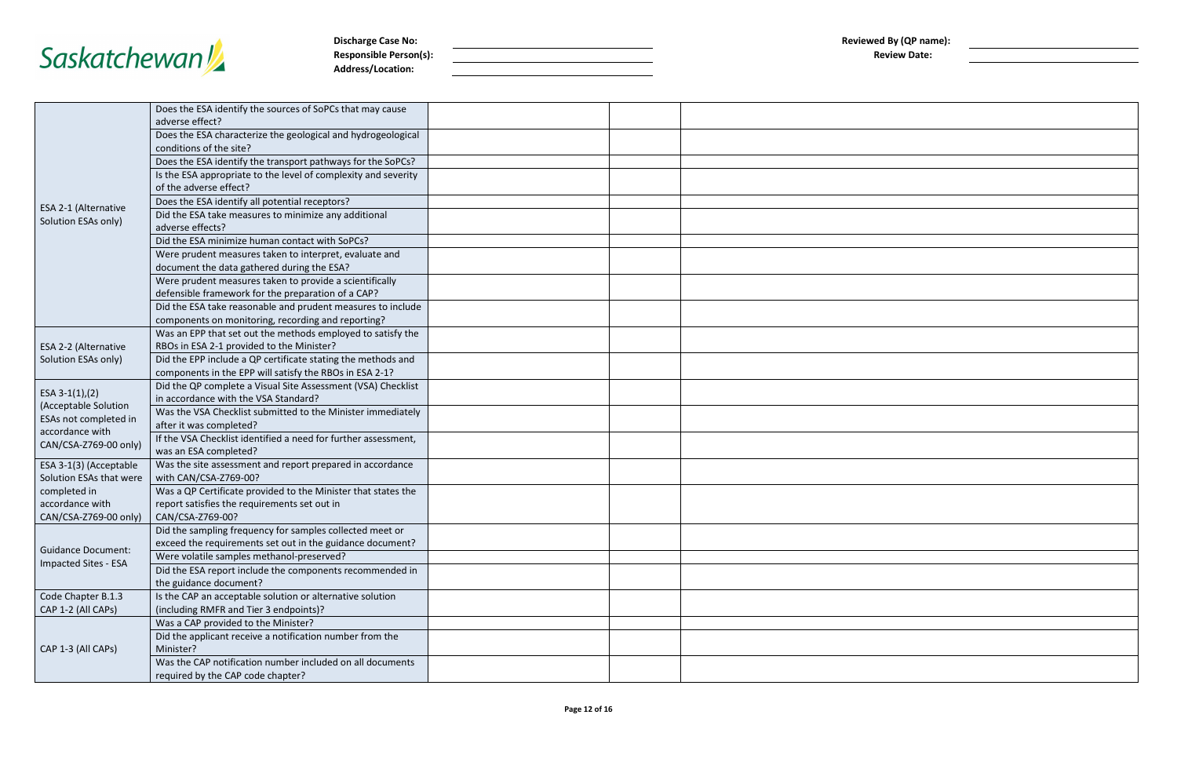Discharge Case No: ______________________
Responsible Person(s): ______________________
Address/Location: ______________________

Reviewed By (QP name): ______________________
Review Date: ______________________

| | | | | |
|---|---|---|---|---|
| ESA 2-1 (Alternative Solution ESAs only) | Does the ESA identify the sources of SoPCs that may cause adverse effect? | | | |
| | Does the ESA characterize the geological and hydrogeological conditions of the site? | | | |
| | Does the ESA identify the transport pathways for the SoPCs? | | | |
| | Is the ESA appropriate to the level of complexity and severity of the adverse effect? | | | |
| | Does the ESA identify all potential receptors? | | | |
| | Did the ESA take measures to minimize any additional adverse effects? | | | |
| | Did the ESA minimize human contact with SoPCs? | | | |
| | Were prudent measures taken to interpret, evaluate and document the data gathered during the ESA? | | | |
| | Were prudent measures taken to provide a scientifically defensible framework for the preparation of a CAP? | | | |
| | Did the ESA take reasonable and prudent measures to include components on monitoring, recording and reporting? | | | |
| ESA 2-2 (Alternative Solution ESAs only) | Was an EPP that set out the methods employed to satisfy the RBOs in ESA 2-1 provided to the Minister? | | | |
| | Did the EPP include a QP certificate stating the methods and components in the EPP will satisfy the RBOs in ESA 2-1? | | | |
| ESA 3-1(1),(2) (Acceptable Solution ESAs not completed in accordance with CAN/CSA-Z769-00 only) | Did the QP complete a Visual Site Assessment (VSA) Checklist in accordance with the VSA Standard? | | | |
| | Was the VSA Checklist submitted to the Minister immediately after it was completed? | | | |
| | If the VSA Checklist identified a need for further assessment, was an ESA completed? | | | |
| ESA 3-1(3) (Acceptable Solution ESAs that were completed in accordance with CAN/CSA-Z769-00 only) | Was the site assessment and report prepared in accordance with CAN/CSA-Z769-00? | | | |
| | Was a QP Certificate provided to the Minister that states the report satisfies the requirements set out in CAN/CSA-Z769-00? | | | |
| Guidance Document: Impacted Sites - ESA | Did the sampling frequency for samples collected meet or exceed the requirements set out in the guidance document? | | | |
| | Were volatile samples methanol-preserved? | | | |
| | Did the ESA report include the components recommended in the guidance document? | | | |
| Code Chapter B.1.3 CAP 1-2 (All CAPs) | Is the CAP an acceptable solution or alternative solution (including RMFR and Tier 3 endpoints)? | | | |
| CAP 1-3 (All CAPs) | Was a CAP provided to the Minister? | | | |
| | Did the applicant receive a notification number from the Minister? | | | |
| | Was the CAP notification number included on all documents required by the CAP code chapter? | | | |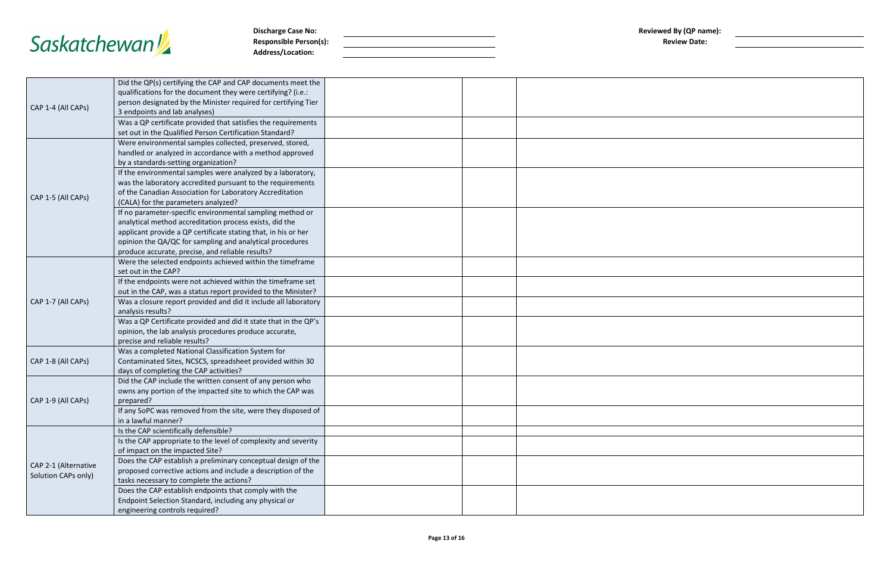Saskatchewan

**Discharge Case No:** 
**Responsible Person(s):** 
**Address/Location:** 

**Reviewed By (QP name):** 
**Review Date:** 

| | | | | |
|---|---|---|---|---|
| CAP 1-4 (All CAPs) | Did the QP(s) certifying the CAP and CAP documents meet the qualifications for the document they were certifying? (i.e.: person designated by the Minister required for certifying Tier 3 endpoints and lab analyses) | | | |
| | Was a QP certificate provided that satisfies the requirements set out in the Qualified Person Certification Standard? | | | |
| CAP 1-5 (All CAPs) | Were environmental samples collected, preserved, stored, handled or analyzed in accordance with a method approved by a standards-setting organization? | | | |
| | If the environmental samples were analyzed by a laboratory, was the laboratory accredited pursuant to the requirements of the Canadian Association for Laboratory Accreditation (CALA) for the parameters analyzed? | | | |
| | If no parameter-specific environmental sampling method or analytical method accreditation process exists, did the applicant provide a QP certificate stating that, in his or her opinion the QA/QC for sampling and analytical procedures produce accurate, precise, and reliable results? | | | |
| CAP 1-7 (All CAPs) | Were the selected endpoints achieved within the timeframe set out in the CAP? | | | |
| | If the endpoints were not achieved within the timeframe set out in the CAP, was a status report provided to the Minister? | | | |
| | Was a closure report provided and did it include all laboratory analysis results? | | | |
| | Was a QP Certificate provided and did it state that in the QP's opinion, the lab analysis procedures produce accurate, precise and reliable results? | | | |
| CAP 1-8 (All CAPs) | Was a completed National Classification System for Contaminated Sites, NCSCS, spreadsheet provided within 30 days of completing the CAP activities? | | | |
| CAP 1-9 (All CAPs) | Did the CAP include the written consent of any person who owns any portion of the impacted site to which the CAP was prepared? | | | |
| | If any SoPC was removed from the site, were they disposed of in a lawful manner? | | | |
| CAP 2-1 (Alternative Solution CAPs only) | Is the CAP scientifically defensible? | | | |
| | Is the CAP appropriate to the level of complexity and severity of impact on the impacted Site? | | | |
| | Does the CAP establish a preliminary conceptual design of the proposed corrective actions and include a description of the tasks necessary to complete the actions? | | | |
| | Does the CAP establish endpoints that comply with the Endpoint Selection Standard, including any physical or engineering controls required? | | | |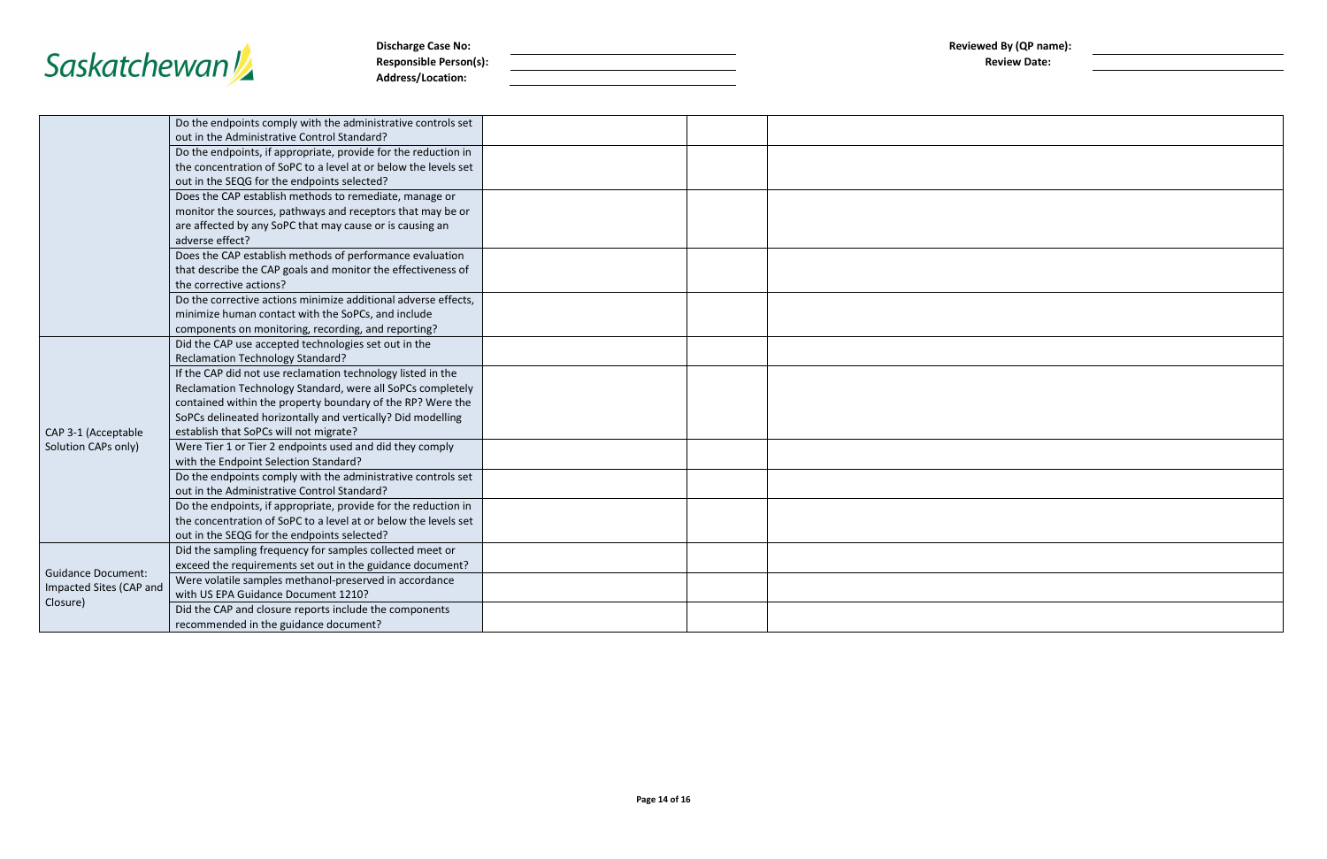Saskatchewan

**Discharge Case No:**
**Responsible Person(s):**
**Address/Location:**

**Reviewed By (QP name):**
**Review Date:**

| | | | | |
|---|---|---|---|---|
| | Do the endpoints comply with the administrative controls set out in the Administrative Control Standard? | | | |
| | Do the endpoints, if appropriate, provide for the reduction in the concentration of SoPC to a level at or below the levels set out in the SEQG for the endpoints selected? | | | |
| | Does the CAP establish methods to remediate, manage or monitor the sources, pathways and receptors that may be or are affected by any SoPC that may cause or is causing an adverse effect? | | | |
| | Does the CAP establish methods of performance evaluation that describe the CAP goals and monitor the effectiveness of the corrective actions? | | | |
| | Do the corrective actions minimize additional adverse effects, minimize human contact with the SoPCs, and include components on monitoring, recording, and reporting? | | | |
| CAP 3-1 (Acceptable Solution CAPs only) | Did the CAP use accepted technologies set out in the Reclamation Technology Standard? | | | |
| | If the CAP did not use reclamation technology listed in the Reclamation Technology Standard, were all SoPCs completely contained within the property boundary of the RP? Were the SoPCs delineated horizontally and vertically? Did modelling establish that SoPCs will not migrate? | | | |
| | Were Tier 1 or Tier 2 endpoints used and did they comply with the Endpoint Selection Standard? | | | |
| | Do the endpoints comply with the administrative controls set out in the Administrative Control Standard? | | | |
| | Do the endpoints, if appropriate, provide for the reduction in the concentration of SoPC to a level at or below the levels set out in the SEQG for the endpoints selected? | | | |
| Guidance Document: Impacted Sites (CAP and Closure) | Did the sampling frequency for samples collected meet or exceed the requirements set out in the guidance document? | | | |
| | Were volatile samples methanol-preserved in accordance with US EPA Guidance Document 1210? | | | |
| | Did the CAP and closure reports include the components recommended in the guidance document? | | | |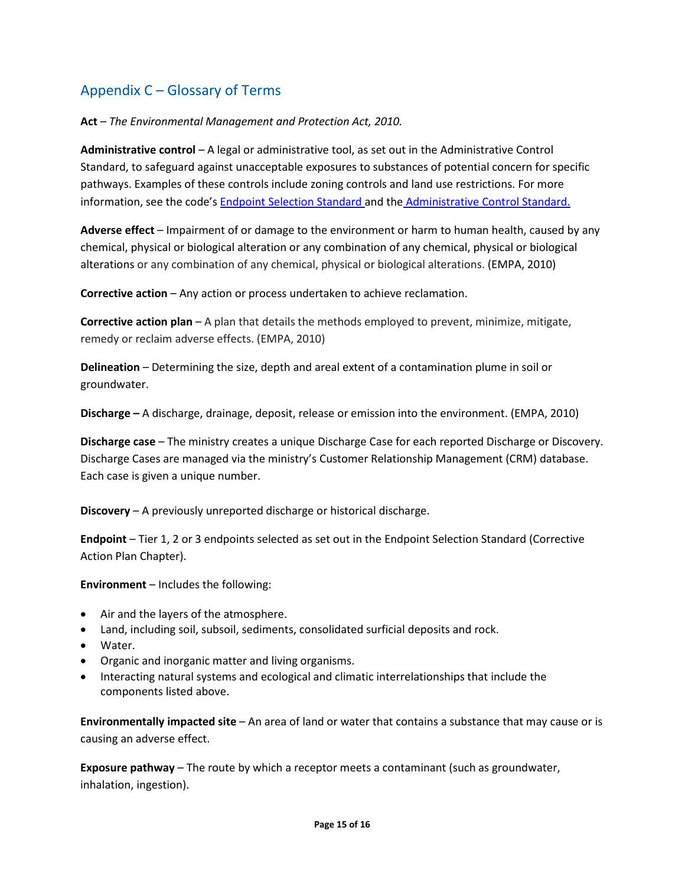## Appendix C – Glossary of Terms

**Act** – *The Environmental Management and Protection Act, 2010.*

**Administrative control** – A legal or administrative tool, as set out in the Administrative Control Standard, to safeguard against unacceptable exposures to substances of potential concern for specific pathways. Examples of these controls include zoning controls and land use restrictions. For more information, see the code's Endpoint Selection Standard and the Administrative Control Standard.

**Adverse effect** – Impairment of or damage to the environment or harm to human health, caused by any chemical, physical or biological alteration or any combination of any chemical, physical or biological alterations or any combination of any chemical, physical or biological alterations. (EMPA, 2010)

**Corrective action** – Any action or process undertaken to achieve reclamation.

**Corrective action plan** – A plan that details the methods employed to prevent, minimize, mitigate, remedy or reclaim adverse effects. (EMPA, 2010)

**Delineation** – Determining the size, depth and areal extent of a contamination plume in soil or groundwater.

**Discharge –** A discharge, drainage, deposit, release or emission into the environment. (EMPA, 2010)

**Discharge case** – The ministry creates a unique Discharge Case for each reported Discharge or Discovery. Discharge Cases are managed via the ministry's Customer Relationship Management (CRM) database. Each case is given a unique number.

**Discovery** – A previously unreported discharge or historical discharge.

**Endpoint** – Tier 1, 2 or 3 endpoints selected as set out in the Endpoint Selection Standard (Corrective Action Plan Chapter).

**Environment** – Includes the following:

- Air and the layers of the atmosphere.
- Land, including soil, subsoil, sediments, consolidated surficial deposits and rock.
- Water.
- Organic and inorganic matter and living organisms.
- Interacting natural systems and ecological and climatic interrelationships that include the components listed above.

**Environmentally impacted site** – An area of land or water that contains a substance that may cause or is causing an adverse effect.

**Exposure pathway** – The route by which a receptor meets a contaminant (such as groundwater, inhalation, ingestion).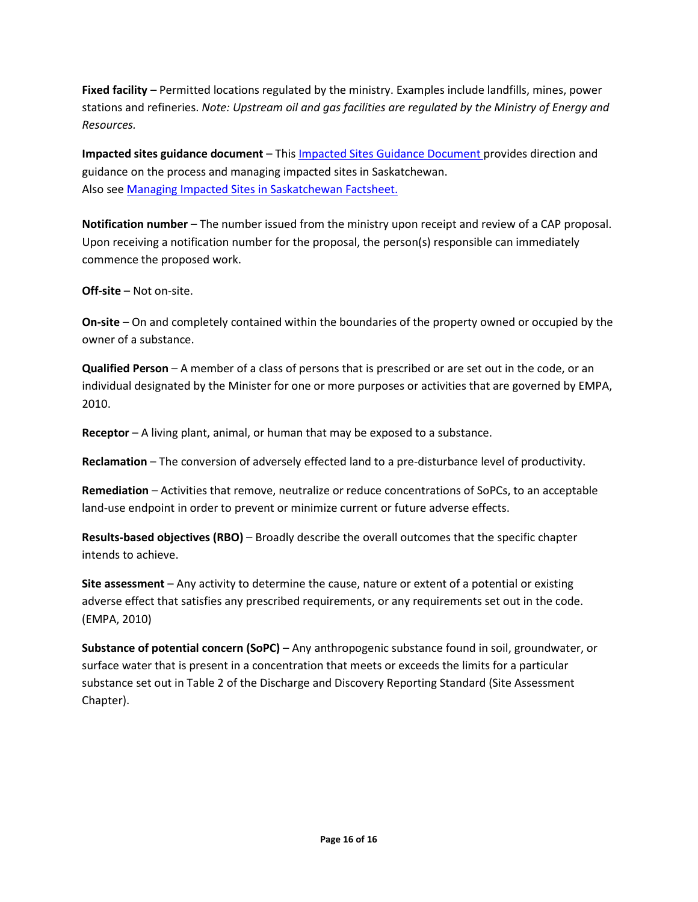**Fixed facility** – Permitted locations regulated by the ministry. Examples include landfills, mines, power stations and refineries. *Note: Upstream oil and gas facilities are regulated by the Ministry of Energy and Resources.*

**Impacted sites guidance document** – This Impacted Sites Guidance Document provides direction and guidance on the process and managing impacted sites in Saskatchewan.
Also see Managing Impacted Sites in Saskatchewan Factsheet.

**Notification number** – The number issued from the ministry upon receipt and review of a CAP proposal. Upon receiving a notification number for the proposal, the person(s) responsible can immediately commence the proposed work.

**Off-site** – Not on-site.

**On-site** – On and completely contained within the boundaries of the property owned or occupied by the owner of a substance.

**Qualified Person** – A member of a class of persons that is prescribed or are set out in the code, or an individual designated by the Minister for one or more purposes or activities that are governed by EMPA, 2010.

**Receptor** – A living plant, animal, or human that may be exposed to a substance.

**Reclamation** – The conversion of adversely effected land to a pre-disturbance level of productivity.

**Remediation** – Activities that remove, neutralize or reduce concentrations of SoPCs, to an acceptable land-use endpoint in order to prevent or minimize current or future adverse effects.

**Results-based objectives (RBO)** – Broadly describe the overall outcomes that the specific chapter intends to achieve.

**Site assessment** – Any activity to determine the cause, nature or extent of a potential or existing adverse effect that satisfies any prescribed requirements, or any requirements set out in the code. (EMPA, 2010)

**Substance of potential concern (SoPC)** – Any anthropogenic substance found in soil, groundwater, or surface water that is present in a concentration that meets or exceeds the limits for a particular substance set out in Table 2 of the Discharge and Discovery Reporting Standard (Site Assessment Chapter).